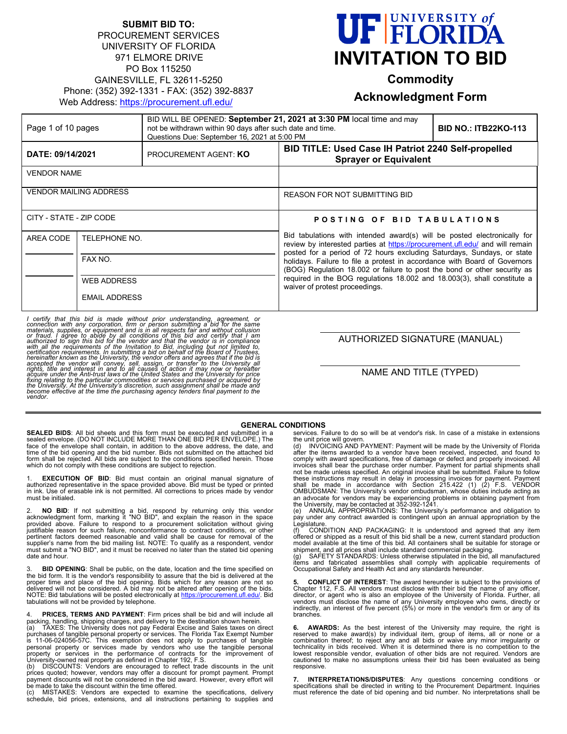**SUBMIT BID TO:**
PROCUREMENT SERVICES
UNIVERSITY OF FLORIDA
971 ELMORE DRIVE
PO Box 115250
GAINESVILLE, FL 32611-5250
Phone: (352) 392-1331 - FAX: (352) 392-8837
Web Address: https://procurement.ufl.edu/

# UF | UNIVERSITY of FLORIDA
# INVITATION TO BID
## Commodity
## Acknowledgment Form

| Page 1 of 10 pages | BID WILL BE OPENED: **September 21, 2021 at 3:30 PM** local time and may not be withdrawn within 90 days after such date and time. Questions Due: September 16, 2021 at 5:00 PM | | **BID NO.: ITB22KO-113** |
|---|---|---|---|
| **DATE: 09/14/2021** | PROCUREMENT AGENT: **KO** | **BID TITLE: Used Case IH Patriot 2240 Self-propelled Sprayer or Equivalent** | |
| VENDOR NAME | | | |
| VENDOR MAILING ADDRESS | | REASON FOR NOT SUBMITTING BID | |
| CITY - STATE - ZIP CODE | | **POSTING OF BID TABULATIONS** | |
| AREA CODE | TELEPHONE NO. | Bid tabulations with intended award(s) will be posted electronically for review by interested parties at https://procurement.ufl.edu/ and will remain posted for a period of 72 hours excluding Saturdays, Sundays, or state holidays. Failure to file a protest in accordance with Board of Governors (BOG) Regulation 18.002 or failure to post the bond or other security as required in the BOG regulations 18.002 and 18.003(3), shall constitute a waiver of protest proceedings. | |
| | FAX NO. | | |
| | WEB ADDRESS | | |
| | EMAIL ADDRESS | | |

*I certify that this bid is made without prior understanding, agreement, or connection with any corporation, firm or person submitting a bid for the same materials, supplies, or equipment and is in all respects fair and without collusion or fraud. I agree to abide by all conditions of this bid and certify that I am authorized to sign this bid for the vendor and that the vendor is in compliance with all the requirements of the Invitation to Bid, including but not limited to, certification requirements. In submitting a bid on behalf of the Board of Trustees, hereinafter known as the University, the vendor offers and agrees that if the bid is accepted the vendor will convey, sell, assign, or transfer to the University all rights, title and interest in and to all causes of action it may now or hereafter acquire under the Anti-trust laws of the United States and the University for price fixing relating to the particular commodities or services purchased or acquired by the University. At the University's discretion, such assignment shall be made and become effective at the time the purchasing agency tenders final payment to the vendor.*

AUTHORIZED SIGNATURE (MANUAL)

NAME AND TITLE (TYPED)

## GENERAL CONDITIONS

**SEALED BIDS**: All bid sheets and this form must be executed and submitted in a sealed envelope. (DO NOT INCLUDE MORE THAN ONE BID PER ENVELOPE.) The face of the envelope shall contain, in addition to the above address, the date, and time of the bid opening and the bid number. Bids not submitted on the attached bid form shall be rejected. All bids are subject to the conditions specified herein. Those which do not comply with these conditions are subject to rejection.

1. **EXECUTION OF BID**: Bid must contain an original manual signature of authorized representative in the space provided above. Bid must be typed or printed in ink. Use of erasable ink is not permitted. All corrections to prices made by vendor must be initialed.

2. **NO BID**: If not submitting a bid, respond by returning only this vendor acknowledgment form, marking it "NO BID", and explain the reason in the space provided above. Failure to respond to a procurement solicitation without giving justifiable reason for such failure, nonconformance to contract conditions, or other pertinent factors deemed reasonable and valid shall be cause for removal of the supplier's name from the bid mailing list. NOTE: To qualify as a respondent, vendor must submit a "NO BID", and it must be received no later than the stated bid opening date and hour.

3. **BID OPENING**: Shall be public, on the date, location and the time specified on the bid form. It is the vendor's responsibility to assure that the bid is delivered at the proper time and place of the bid opening. Bids which for any reason are not so delivered will not be considered. A bid may not be altered after opening of the bids. NOTE: Bid tabulations will be posted electronically at https://procurement.ufl.edu/. Bid tabulations will not be provided by telephone.

4. **PRICES, TERMS AND PAYMENT**: Firm prices shall be bid and will include all packing, handling, shipping charges, and delivery to the destination shown herein.
(a) TAXES: The University does not pay Federal Excise and Sales taxes on direct purchases of tangible personal property or services. The Florida Tax Exempt Number is 11-06-024056-57C. This exemption does not apply to purchases of tangible personal property or services made by vendors who use the tangible personal property or services in the performance of contracts for the improvement of University-owned real property as defined in Chapter 192, F.S.
(b) DISCOUNTS: Vendors are encouraged to reflect trade discounts in the unit prices quoted; however, vendors may offer a discount for prompt payment. Prompt payment discounts will not be considered in the bid award. However, every effort will be made to take the discount within the time offered.
(c) MISTAKES: Vendors are expected to examine the specifications, delivery schedule, bid prices, extensions, and all instructions pertaining to supplies and services. Failure to do so will be at vendor's risk. In case of a mistake in extensions the unit price will govern.
(d) INVOICING AND PAYMENT: Payment will be made by the University of Florida after the items awarded to a vendor have been received, inspected, and found to comply with award specifications, free of damage or defect and properly invoiced. All invoices shall bear the purchase order number. Payment for partial shipments shall not be made unless specified. An original invoice shall be submitted. Failure to follow these instructions may result in delay in processing invoices for payment. Payment shall be made in accordance with Section 215.422 (1) (2) F.S. VENDOR OMBUDSMAN: The University's vendor ombudsman, whose duties include acting as an advocate for vendors may be experiencing problems in obtaining payment from the University, may be contacted at 352-392-1241.
(e) ANNUAL APPROPRIATIONS: The University's performance and obligation to pay under any contract awarded is contingent upon an annual appropriation by the Legislature.
(f) CONDITION AND PACKAGING: It is understood and agreed that any item offered or shipped as a result of this bid shall be a new, current standard production model available at the time of this bid. All containers shall be suitable for storage or shipment, and all prices shall include standard commercial packaging.
(g) SAFETY STANDARDS: Unless otherwise stipulated in the bid, all manufactured items and fabricated assemblies shall comply with applicable requirements of Occupational Safety and Health Act and any standards hereunder.

5. **CONFLICT OF INTEREST**: The award hereunder is subject to the provisions of Chapter 112, F.S. All vendors must disclose with their bid the name of any officer, director, or agent who is also an employee of the University of Florida. Further, all vendors must disclose the name of any University employee who owns, directly or indirectly, an interest of five percent (5%) or more in the vendor's firm or any of its branches.

6. **AWARDS:** As the best interest of the University may require, the right is reserved to make award(s) by individual item, group of items, all or none or a combination thereof; to reject any and all bids or waive any minor irregularity or technicality in bids received. When it is determined there is no competition to the lowest responsible vendor, evaluation of other bids are not required. Vendors are cautioned to make no assumptions unless their bid has been evaluated as being responsive.

7. **INTERPRETATIONS/DISPUTES**: Any questions concerning conditions or specifications shall be directed in writing to the Procurement Department. Inquiries must reference the date of bid opening and bid number. No interpretations shall be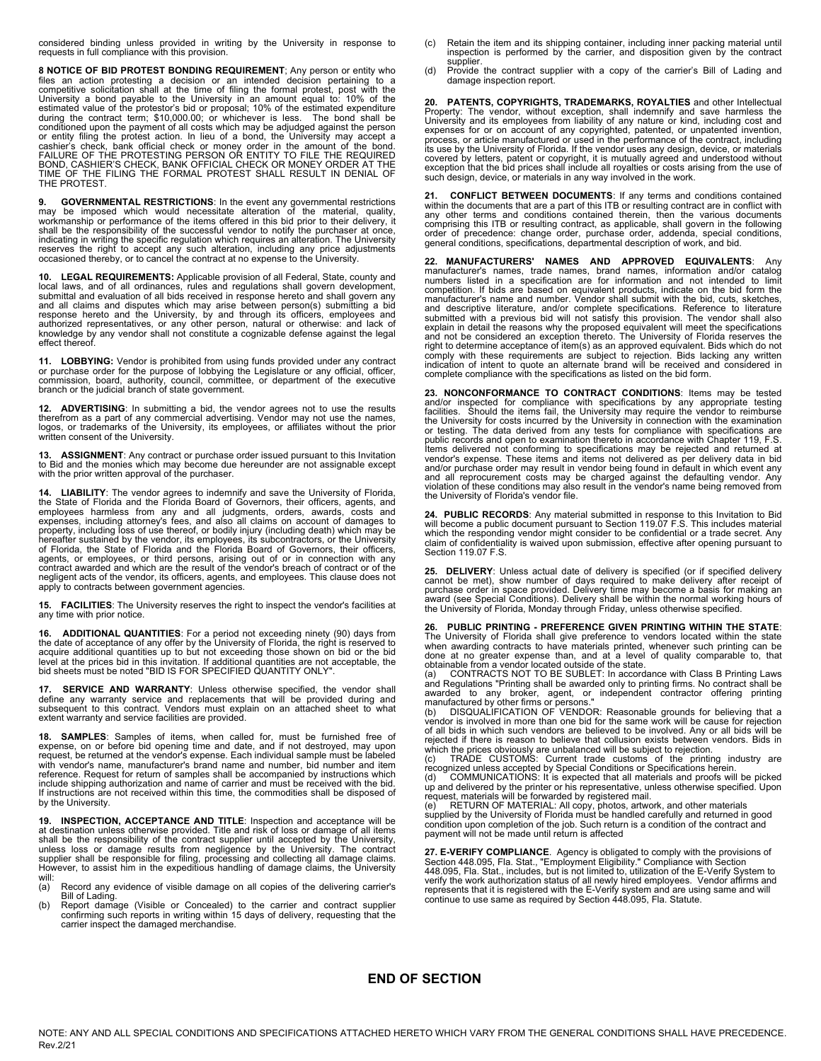considered binding unless provided in writing by the University in response to requests in full compliance with this provision.

**8 NOTICE OF BID PROTEST BONDING REQUIREMENT**; Any person or entity who files an action protesting a decision or an intended decision pertaining to a competitive solicitation shall at the time of filing the formal protest, post with the University a bond payable to the University in an amount equal to: 10% of the estimated value of the protestor's bid or proposal; 10% of the estimated expenditure during the contract term; $10,000.00; or whichever is less. The bond shall be conditioned upon the payment of all costs which may be adjudged against the person or entity filing the protest action. In lieu of a bond, the University may accept a cashier's check, bank official check or money order in the amount of the bond. FAILURE OF THE PROTESTING PERSON OR ENTITY TO FILE THE REQUIRED BOND, CASHIER'S CHECK, BANK OFFICIAL CHECK OR MONEY ORDER AT THE TIME OF THE FILING THE FORMAL PROTEST SHALL RESULT IN DENIAL OF THE PROTEST.

**9. GOVERNMENTAL RESTRICTIONS**: In the event any governmental restrictions may be imposed which would necessitate alteration of the material, quality, workmanship or performance of the items offered in this bid prior to their delivery, it shall be the responsibility of the successful vendor to notify the purchaser at once, indicating in writing the specific regulation which requires an alteration. The University reserves the right to accept any such alteration, including any price adjustments occasioned thereby, or to cancel the contract at no expense to the University.

**10. LEGAL REQUIREMENTS:** Applicable provision of all Federal, State, county and local laws, and of all ordinances, rules and regulations shall govern development, submittal and evaluation of all bids received in response hereto and shall govern any and all claims and disputes which may arise between person(s) submitting a bid response hereto and the University, by and through its officers, employees and authorized representatives, or any other person, natural or otherwise: and lack of knowledge by any vendor shall not constitute a cognizable defense against the legal effect thereof.

**11. LOBBYING:** Vendor is prohibited from using funds provided under any contract or purchase order for the purpose of lobbying the Legislature or any official, officer, commission, board, authority, council, committee, or department of the executive branch or the judicial branch of state government.

**12. ADVERTISING**: In submitting a bid, the vendor agrees not to use the results therefrom as a part of any commercial advertising. Vendor may not use the names, logos, or trademarks of the University, its employees, or affiliates without the prior written consent of the University.

**13. ASSIGNMENT**: Any contract or purchase order issued pursuant to this Invitation to Bid and the monies which may become due hereunder are not assignable except with the prior written approval of the purchaser.

**14. LIABILITY**: The vendor agrees to indemnify and save the University of Florida, the State of Florida and the Florida Board of Governors, their officers, agents, and employees harmless from any and all judgments, orders, awards, costs and expenses, including attorney's fees, and also all claims on account of damages to property, including loss of use thereof, or bodily injury (including death) which may be hereafter sustained by the vendor, its employees, its subcontractors, or the University of Florida, the State of Florida and the Florida Board of Governors, their officers, agents, or employees, or third persons, arising out of or in connection with any contract awarded and which are the result of the vendor's breach of contract or of the negligent acts of the vendor, its officers, agents, and employees. This clause does not apply to contracts between government agencies.

**15. FACILITIES**: The University reserves the right to inspect the vendor's facilities at any time with prior notice.

**16. ADDITIONAL QUANTITIES**: For a period not exceeding ninety (90) days from the date of acceptance of any offer by the University of Florida, the right is reserved to acquire additional quantities up to but not exceeding those shown on bid or the bid level at the prices bid in this invitation. If additional quantities are not acceptable, the bid sheets must be noted "BID IS FOR SPECIFIED QUANTITY ONLY".

**17. SERVICE AND WARRANTY**: Unless otherwise specified, the vendor shall define any warranty service and replacements that will be provided during and subsequent to this contract. Vendors must explain on an attached sheet to what extent warranty and service facilities are provided.

**18. SAMPLES**: Samples of items, when called for, must be furnished free of expense, on or before bid opening time and date, and if not destroyed, may upon request, be returned at the vendor's expense. Each individual sample must be labeled with vendor's name, manufacturer's brand name and number, bid number and item reference. Request for return of samples shall be accompanied by instructions which include shipping authorization and name of carrier and must be received with the bid. If instructions are not received within this time, the commodities shall be disposed of by the University.

**19. INSPECTION, ACCEPTANCE AND TITLE**: Inspection and acceptance will be at destination unless otherwise provided. Title and risk of loss or damage of all items shall be the responsibility of the contract supplier until accepted by the University, unless loss or damage results from negligence by the University. The contract supplier shall be responsible for filing, processing and collecting all damage claims. However, to assist him in the expeditious handling of damage claims, the University will:

(a) Record any evidence of visible damage on all copies of the delivering carrier's Bill of Lading.
(b) Report damage (Visible or Concealed) to the carrier and contract supplier confirming such reports in writing within 15 days of delivery, requesting that the carrier inspect the damaged merchandise.
(c) Retain the item and its shipping container, including inner packing material until inspection is performed by the carrier, and disposition given by the contract supplier.
(d) Provide the contract supplier with a copy of the carrier's Bill of Lading and damage inspection report.

**20. PATENTS, COPYRIGHTS, TRADEMARKS, ROYALTIES** and other Intellectual Property: The vendor, without exception, shall indemnify and save harmless the University and its employees from liability of any nature or kind, including cost and expenses for or on account of any copyrighted, patented, or unpatented invention, process, or article manufactured or used in the performance of the contract, including its use by the University of Florida. If the vendor uses any design, device, or materials covered by letters, patent or copyright, it is mutually agreed and understood without exception that the bid prices shall include all royalties or costs arising from the use of such design, device, or materials in any way involved in the work.

**21. CONFLICT BETWEEN DOCUMENTS**: If any terms and conditions contained within the documents that are a part of this ITB or resulting contract are in conflict with any other terms and conditions contained therein, then the various documents comprising this ITB or resulting contract, as applicable, shall govern in the following order of precedence: change order, purchase order, addenda, special conditions, general conditions, specifications, departmental description of work, and bid.

**22. MANUFACTURERS' NAMES AND APPROVED EQUIVALENTS**: Any manufacturer's names, trade names, brand names, information and/or catalog numbers listed in a specification are for information and not intended to limit competition. If bids are based on equivalent products, indicate on the bid form the manufacturer's name and number. Vendor shall submit with the bid, cuts, sketches, and descriptive literature, and/or complete specifications. Reference to literature submitted with a previous bid will not satisfy this provision. The vendor shall also explain in detail the reasons why the proposed equivalent will meet the specifications and not be considered an exception thereto. The University of Florida reserves the right to determine acceptance of item(s) as an approved equivalent. Bids which do not comply with these requirements are subject to rejection. Bids lacking any written indication of intent to quote an alternate brand will be received and considered in complete compliance with the specifications as listed on the bid form.

**23. NONCONFORMANCE TO CONTRACT CONDITIONS**: Items may be tested and/or inspected for compliance with specifications by any appropriate testing facilities. Should the items fail, the University may require the vendor to reimburse the University for costs incurred by the University in connection with the examination or testing. The data derived from any tests for compliance with specifications are public records and open to examination thereto in accordance with Chapter 119, F.S. Items delivered not conforming to specifications may be rejected and returned at vendor's expense. These items and items not delivered as per delivery data in bid and/or purchase order may result in vendor being found in default in which event any and all reprocurement costs may be charged against the defaulting vendor. Any violation of these conditions may also result in the vendor's name being removed from the University of Florida's vendor file.

**24. PUBLIC RECORDS**: Any material submitted in response to this Invitation to Bid will become a public document pursuant to Section 119.07 F.S. This includes material which the responding vendor might consider to be confidential or a trade secret. Any claim of confidentiality is waived upon submission, effective after opening pursuant to Section 119.07 F.S.

**25. DELIVERY**: Unless actual date of delivery is specified (or if specified delivery cannot be met), show number of days required to make delivery after receipt of purchase order in space provided. Delivery time may become a basis for making an award (see Special Conditions). Delivery shall be within the normal working hours of the University of Florida, Monday through Friday, unless otherwise specified.

**26. PUBLIC PRINTING - PREFERENCE GIVEN PRINTING WITHIN THE STATE**: The University of Florida shall give preference to vendors located within the state when awarding contracts to have materials printed, whenever such printing can be done at no greater expense than, and at a level of quality comparable to, that obtainable from a vendor located outside of the state.

(a) CONTRACTS NOT TO BE SUBLET: In accordance with Class B Printing Laws and Regulations "Printing shall be awarded only to printing firms. No contract shall be awarded to any broker, agent, or independent contractor offering printing manufactured by other firms or persons."
(b) DISQUALIFICATION OF VENDOR: Reasonable grounds for believing that a vendor is involved in more than one bid for the same work will be cause for rejection of all bids in which such vendors are believed to be involved. Any or all bids will be rejected if there is reason to believe that collusion exists between vendors. Bids in which the prices obviously are unbalanced will be subject to rejection.
(c) TRADE CUSTOMS: Current trade customs of the printing industry are recognized unless accepted by Special Conditions or Specifications herein.
(d) COMMUNICATIONS: It is expected that all materials and proofs will be picked up and delivered by the printer or his representative, unless otherwise specified. Upon request, materials will be forwarded by registered mail.
(e) RETURN OF MATERIAL: All copy, photos, artwork, and other materials supplied by the University of Florida must be handled carefully and returned in good condition upon completion of the job. Such return is a condition of the contract and payment will not be made until return is affected

**27. E-VERIFY COMPLIANCE**. Agency is obligated to comply with the provisions of Section 448.095, Fla. Stat., "Employment Eligibility." Compliance with Section 448.095, Fla. Stat., includes, but is not limited to, utilization of the E-Verify System to verify the work authorization status of all newly hired employees. Vendor affirms and represents that it is registered with the E-Verify system and are using same and will continue to use same as required by Section 448.095, Fla. Statute.

## END OF SECTION

NOTE: ANY AND ALL SPECIAL CONDITIONS AND SPECIFICATIONS ATTACHED HERETO WHICH VARY FROM THE GENERAL CONDITIONS SHALL HAVE PRECEDENCE.
Rev.2/21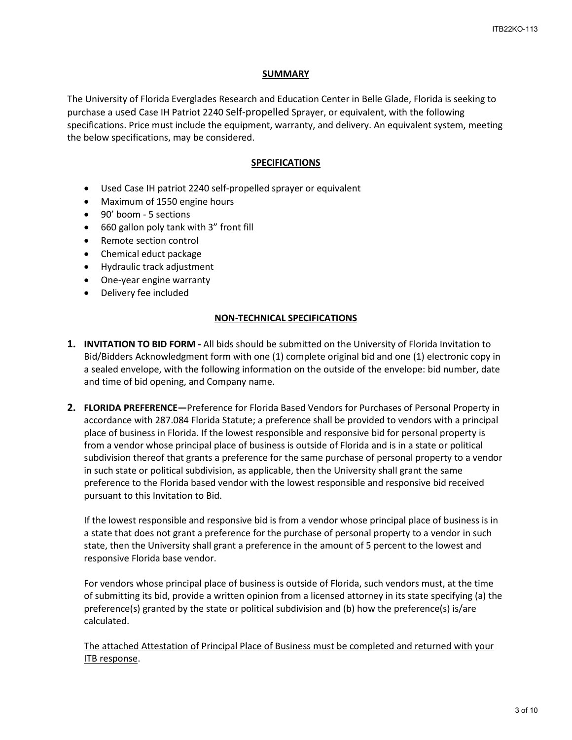## SUMMARY

The University of Florida Everglades Research and Education Center in Belle Glade, Florida is seeking to purchase a used Case IH Patriot 2240 Self-propelled Sprayer, or equivalent, with the following specifications. Price must include the equipment, warranty, and delivery. An equivalent system, meeting the below specifications, may be considered.

## SPECIFICATIONS

- Used Case IH patriot 2240 self-propelled sprayer or equivalent
- Maximum of 1550 engine hours
- 90' boom - 5 sections
- 660 gallon poly tank with 3" front fill
- Remote section control
- Chemical educt package
- Hydraulic track adjustment
- One-year engine warranty
- Delivery fee included

## NON-TECHNICAL SPECIFICATIONS

1. **INVITATION TO BID FORM -** All bids should be submitted on the University of Florida Invitation to Bid/Bidders Acknowledgment form with one (1) complete original bid and one (1) electronic copy in a sealed envelope, with the following information on the outside of the envelope: bid number, date and time of bid opening, and Company name.

2. **FLORIDA PREFERENCE—**Preference for Florida Based Vendors for Purchases of Personal Property in accordance with 287.084 Florida Statute; a preference shall be provided to vendors with a principal place of business in Florida. If the lowest responsible and responsive bid for personal property is from a vendor whose principal place of business is outside of Florida and is in a state or political subdivision thereof that grants a preference for the same purchase of personal property to a vendor in such state or political subdivision, as applicable, then the University shall grant the same preference to the Florida based vendor with the lowest responsible and responsive bid received pursuant to this Invitation to Bid.

   If the lowest responsible and responsive bid is from a vendor whose principal place of business is in a state that does not grant a preference for the purchase of personal property to a vendor in such state, then the University shall grant a preference in the amount of 5 percent to the lowest and responsive Florida base vendor.

   For vendors whose principal place of business is outside of Florida, such vendors must, at the time of submitting its bid, provide a written opinion from a licensed attorney in its state specifying (a) the preference(s) granted by the state or political subdivision and (b) how the preference(s) is/are calculated.

   <u>The attached Attestation of Principal Place of Business must be completed and returned with your ITB response</u>.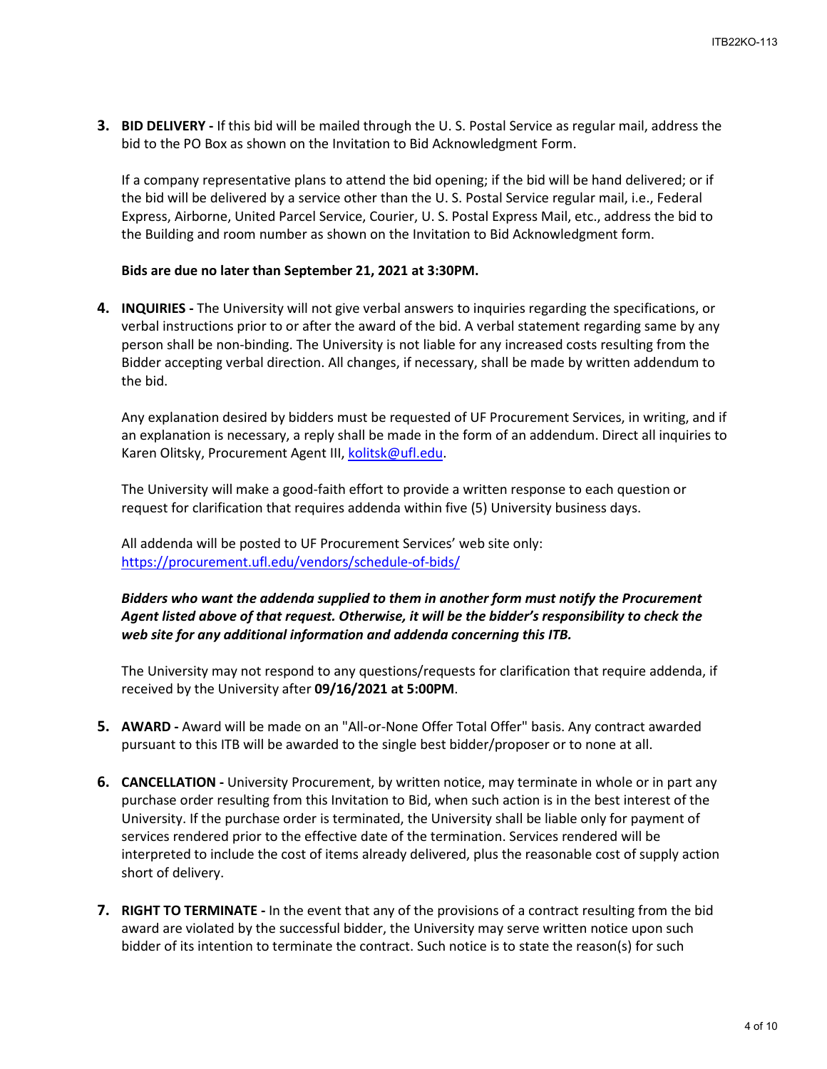3. **BID DELIVERY -** If this bid will be mailed through the U. S. Postal Service as regular mail, address the bid to the PO Box as shown on the Invitation to Bid Acknowledgment Form.

   If a company representative plans to attend the bid opening; if the bid will be hand delivered; or if the bid will be delivered by a service other than the U. S. Postal Service regular mail, i.e., Federal Express, Airborne, United Parcel Service, Courier, U. S. Postal Express Mail, etc., address the bid to the Building and room number as shown on the Invitation to Bid Acknowledgment form.

   **Bids are due no later than September 21, 2021 at 3:30PM.**

4. **INQUIRIES -** The University will not give verbal answers to inquiries regarding the specifications, or verbal instructions prior to or after the award of the bid. A verbal statement regarding same by any person shall be non-binding. The University is not liable for any increased costs resulting from the Bidder accepting verbal direction. All changes, if necessary, shall be made by written addendum to the bid.

   Any explanation desired by bidders must be requested of UF Procurement Services, in writing, and if an explanation is necessary, a reply shall be made in the form of an addendum. Direct all inquiries to Karen Olitsky, Procurement Agent III, kolitsk@ufl.edu.

   The University will make a good-faith effort to provide a written response to each question or request for clarification that requires addenda within five (5) University business days.

   All addenda will be posted to UF Procurement Services' web site only: https://procurement.ufl.edu/vendors/schedule-of-bids/

   ***Bidders who want the addenda supplied to them in another form must notify the Procurement Agent listed above of that request. Otherwise, it will be the bidder's responsibility to check the web site for any additional information and addenda concerning this ITB.***

   The University may not respond to any questions/requests for clarification that require addenda, if received by the University after **09/16/2021 at 5:00PM**.

5. **AWARD -** Award will be made on an "All-or-None Offer Total Offer" basis. Any contract awarded pursuant to this ITB will be awarded to the single best bidder/proposer or to none at all.

6. **CANCELLATION -** University Procurement, by written notice, may terminate in whole or in part any purchase order resulting from this Invitation to Bid, when such action is in the best interest of the University. If the purchase order is terminated, the University shall be liable only for payment of services rendered prior to the effective date of the termination. Services rendered will be interpreted to include the cost of items already delivered, plus the reasonable cost of supply action short of delivery.

7. **RIGHT TO TERMINATE -** In the event that any of the provisions of a contract resulting from the bid award are violated by the successful bidder, the University may serve written notice upon such bidder of its intention to terminate the contract. Such notice is to state the reason(s) for such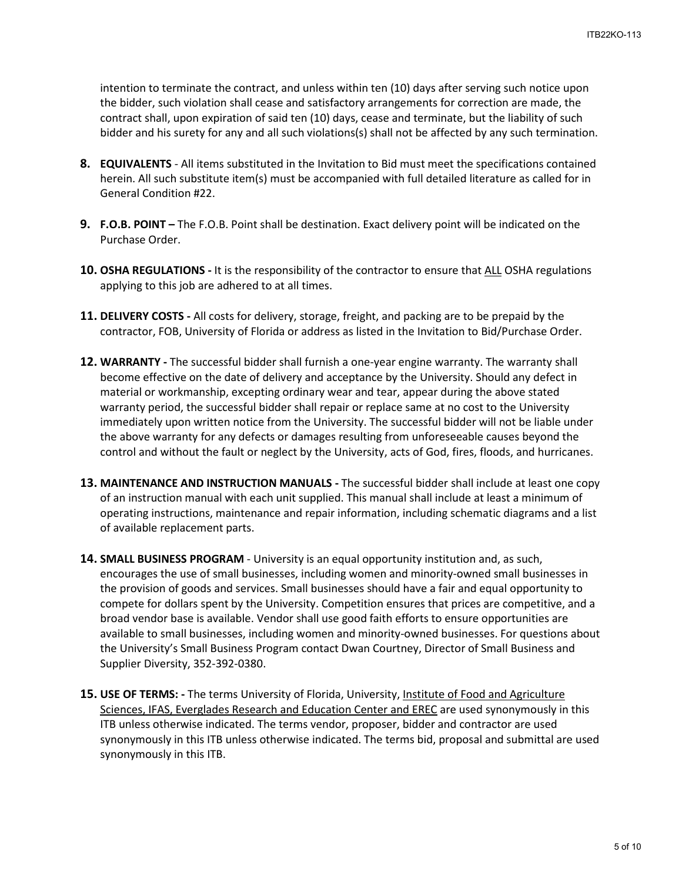intention to terminate the contract, and unless within ten (10) days after serving such notice upon the bidder, such violation shall cease and satisfactory arrangements for correction are made, the contract shall, upon expiration of said ten (10) days, cease and terminate, but the liability of such bidder and his surety for any and all such violations(s) shall not be affected by any such termination.

8. **EQUIVALENTS** - All items substituted in the Invitation to Bid must meet the specifications contained herein. All such substitute item(s) must be accompanied with full detailed literature as called for in General Condition #22.

9. **F.O.B. POINT –** The F.O.B. Point shall be destination. Exact delivery point will be indicated on the Purchase Order.

10. **OSHA REGULATIONS -** It is the responsibility of the contractor to ensure that ALL OSHA regulations applying to this job are adhered to at all times.

11. **DELIVERY COSTS -** All costs for delivery, storage, freight, and packing are to be prepaid by the contractor, FOB, University of Florida or address as listed in the Invitation to Bid/Purchase Order.

12. **WARRANTY -** The successful bidder shall furnish a one-year engine warranty. The warranty shall become effective on the date of delivery and acceptance by the University. Should any defect in material or workmanship, excepting ordinary wear and tear, appear during the above stated warranty period, the successful bidder shall repair or replace same at no cost to the University immediately upon written notice from the University. The successful bidder will not be liable under the above warranty for any defects or damages resulting from unforeseeable causes beyond the control and without the fault or neglect by the University, acts of God, fires, floods, and hurricanes.

13. **MAINTENANCE AND INSTRUCTION MANUALS -** The successful bidder shall include at least one copy of an instruction manual with each unit supplied. This manual shall include at least a minimum of operating instructions, maintenance and repair information, including schematic diagrams and a list of available replacement parts.

14. **SMALL BUSINESS PROGRAM** - University is an equal opportunity institution and, as such, encourages the use of small businesses, including women and minority-owned small businesses in the provision of goods and services. Small businesses should have a fair and equal opportunity to compete for dollars spent by the University. Competition ensures that prices are competitive, and a broad vendor base is available. Vendor shall use good faith efforts to ensure opportunities are available to small businesses, including women and minority-owned businesses. For questions about the University's Small Business Program contact Dwan Courtney, Director of Small Business and Supplier Diversity, 352-392-0380.

15. **USE OF TERMS: -** The terms University of Florida, University, Institute of Food and Agriculture Sciences, IFAS, Everglades Research and Education Center and EREC are used synonymously in this ITB unless otherwise indicated. The terms vendor, proposer, bidder and contractor are used synonymously in this ITB unless otherwise indicated. The terms bid, proposal and submittal are used synonymously in this ITB.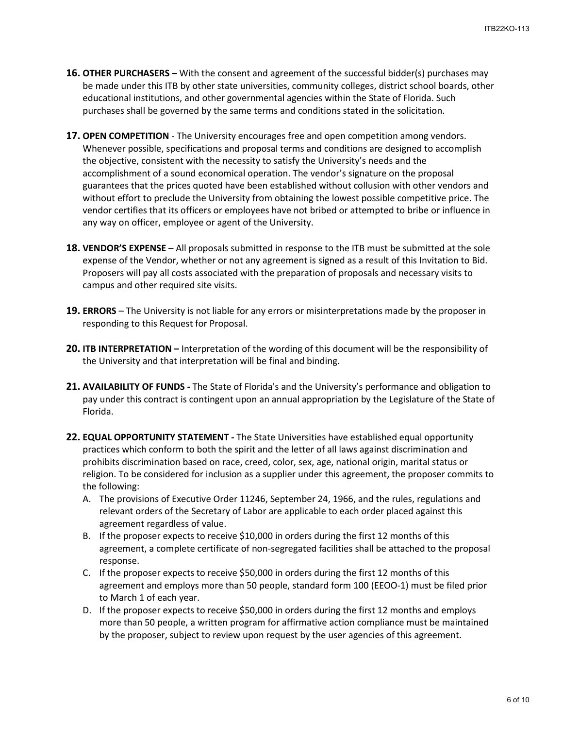**16. OTHER PURCHASERS –** With the consent and agreement of the successful bidder(s) purchases may be made under this ITB by other state universities, community colleges, district school boards, other educational institutions, and other governmental agencies within the State of Florida. Such purchases shall be governed by the same terms and conditions stated in the solicitation.

**17. OPEN COMPETITION** - The University encourages free and open competition among vendors. Whenever possible, specifications and proposal terms and conditions are designed to accomplish the objective, consistent with the necessity to satisfy the University's needs and the accomplishment of a sound economical operation. The vendor's signature on the proposal guarantees that the prices quoted have been established without collusion with other vendors and without effort to preclude the University from obtaining the lowest possible competitive price. The vendor certifies that its officers or employees have not bribed or attempted to bribe or influence in any way on officer, employee or agent of the University.

**18. VENDOR'S EXPENSE** – All proposals submitted in response to the ITB must be submitted at the sole expense of the Vendor, whether or not any agreement is signed as a result of this Invitation to Bid. Proposers will pay all costs associated with the preparation of proposals and necessary visits to campus and other required site visits.

**19. ERRORS** – The University is not liable for any errors or misinterpretations made by the proposer in responding to this Request for Proposal.

**20. ITB INTERPRETATION –** Interpretation of the wording of this document will be the responsibility of the University and that interpretation will be final and binding.

**21. AVAILABILITY OF FUNDS -** The State of Florida's and the University's performance and obligation to pay under this contract is contingent upon an annual appropriation by the Legislature of the State of Florida.

**22. EQUAL OPPORTUNITY STATEMENT -** The State Universities have established equal opportunity practices which conform to both the spirit and the letter of all laws against discrimination and prohibits discrimination based on race, creed, color, sex, age, national origin, marital status or religion. To be considered for inclusion as a supplier under this agreement, the proposer commits to the following:

A. The provisions of Executive Order 11246, September 24, 1966, and the rules, regulations and relevant orders of the Secretary of Labor are applicable to each order placed against this agreement regardless of value.

B. If the proposer expects to receive $10,000 in orders during the first 12 months of this agreement, a complete certificate of non-segregated facilities shall be attached to the proposal response.

C. If the proposer expects to receive $50,000 in orders during the first 12 months of this agreement and employs more than 50 people, standard form 100 (EEOO-1) must be filed prior to March 1 of each year.

D. If the proposer expects to receive $50,000 in orders during the first 12 months and employs more than 50 people, a written program for affirmative action compliance must be maintained by the proposer, subject to review upon request by the user agencies of this agreement.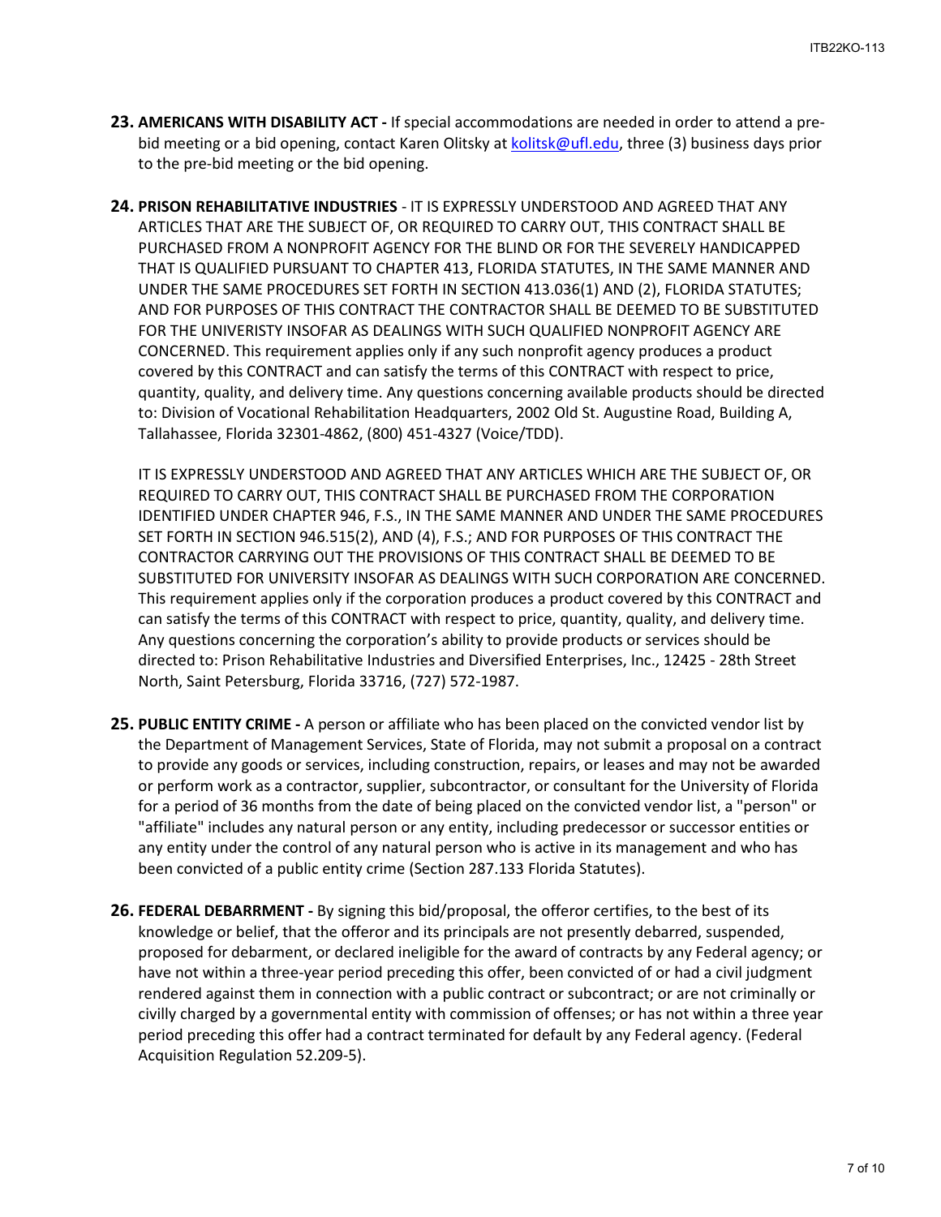23. **AMERICANS WITH DISABILITY ACT -** If special accommodations are needed in order to attend a pre-bid meeting or a bid opening, contact Karen Olitsky at kolitsk@ufl.edu, three (3) business days prior to the pre-bid meeting or the bid opening.

24. **PRISON REHABILITATIVE INDUSTRIES** - IT IS EXPRESSLY UNDERSTOOD AND AGREED THAT ANY ARTICLES THAT ARE THE SUBJECT OF, OR REQUIRED TO CARRY OUT, THIS CONTRACT SHALL BE PURCHASED FROM A NONPROFIT AGENCY FOR THE BLIND OR FOR THE SEVERELY HANDICAPPED THAT IS QUALIFIED PURSUANT TO CHAPTER 413, FLORIDA STATUTES, IN THE SAME MANNER AND UNDER THE SAME PROCEDURES SET FORTH IN SECTION 413.036(1) AND (2), FLORIDA STATUTES; AND FOR PURPOSES OF THIS CONTRACT THE CONTRACTOR SHALL BE DEEMED TO BE SUBSTITUTED FOR THE UNIVERISTY INSOFAR AS DEALINGS WITH SUCH QUALIFIED NONPROFIT AGENCY ARE CONCERNED. This requirement applies only if any such nonprofit agency produces a product covered by this CONTRACT and can satisfy the terms of this CONTRACT with respect to price, quantity, quality, and delivery time. Any questions concerning available products should be directed to: Division of Vocational Rehabilitation Headquarters, 2002 Old St. Augustine Road, Building A, Tallahassee, Florida 32301-4862, (800) 451-4327 (Voice/TDD).

    IT IS EXPRESSLY UNDERSTOOD AND AGREED THAT ANY ARTICLES WHICH ARE THE SUBJECT OF, OR REQUIRED TO CARRY OUT, THIS CONTRACT SHALL BE PURCHASED FROM THE CORPORATION IDENTIFIED UNDER CHAPTER 946, F.S., IN THE SAME MANNER AND UNDER THE SAME PROCEDURES SET FORTH IN SECTION 946.515(2), AND (4), F.S.; AND FOR PURPOSES OF THIS CONTRACT THE CONTRACTOR CARRYING OUT THE PROVISIONS OF THIS CONTRACT SHALL BE DEEMED TO BE SUBSTITUTED FOR UNIVERSITY INSOFAR AS DEALINGS WITH SUCH CORPORATION ARE CONCERNED. This requirement applies only if the corporation produces a product covered by this CONTRACT and can satisfy the terms of this CONTRACT with respect to price, quantity, quality, and delivery time. Any questions concerning the corporation's ability to provide products or services should be directed to: Prison Rehabilitative Industries and Diversified Enterprises, Inc., 12425 - 28th Street North, Saint Petersburg, Florida 33716, (727) 572-1987.

25. **PUBLIC ENTITY CRIME -** A person or affiliate who has been placed on the convicted vendor list by the Department of Management Services, State of Florida, may not submit a proposal on a contract to provide any goods or services, including construction, repairs, or leases and may not be awarded or perform work as a contractor, supplier, subcontractor, or consultant for the University of Florida for a period of 36 months from the date of being placed on the convicted vendor list, a "person" or "affiliate" includes any natural person or any entity, including predecessor or successor entities or any entity under the control of any natural person who is active in its management and who has been convicted of a public entity crime (Section 287.133 Florida Statutes).

26. **FEDERAL DEBARRMENT -** By signing this bid/proposal, the offeror certifies, to the best of its knowledge or belief, that the offeror and its principals are not presently debarred, suspended, proposed for debarment, or declared ineligible for the award of contracts by any Federal agency; or have not within a three-year period preceding this offer, been convicted of or had a civil judgment rendered against them in connection with a public contract or subcontract; or are not criminally or civilly charged by a governmental entity with commission of offenses; or has not within a three year period preceding this offer had a contract terminated for default by any Federal agency. (Federal Acquisition Regulation 52.209-5).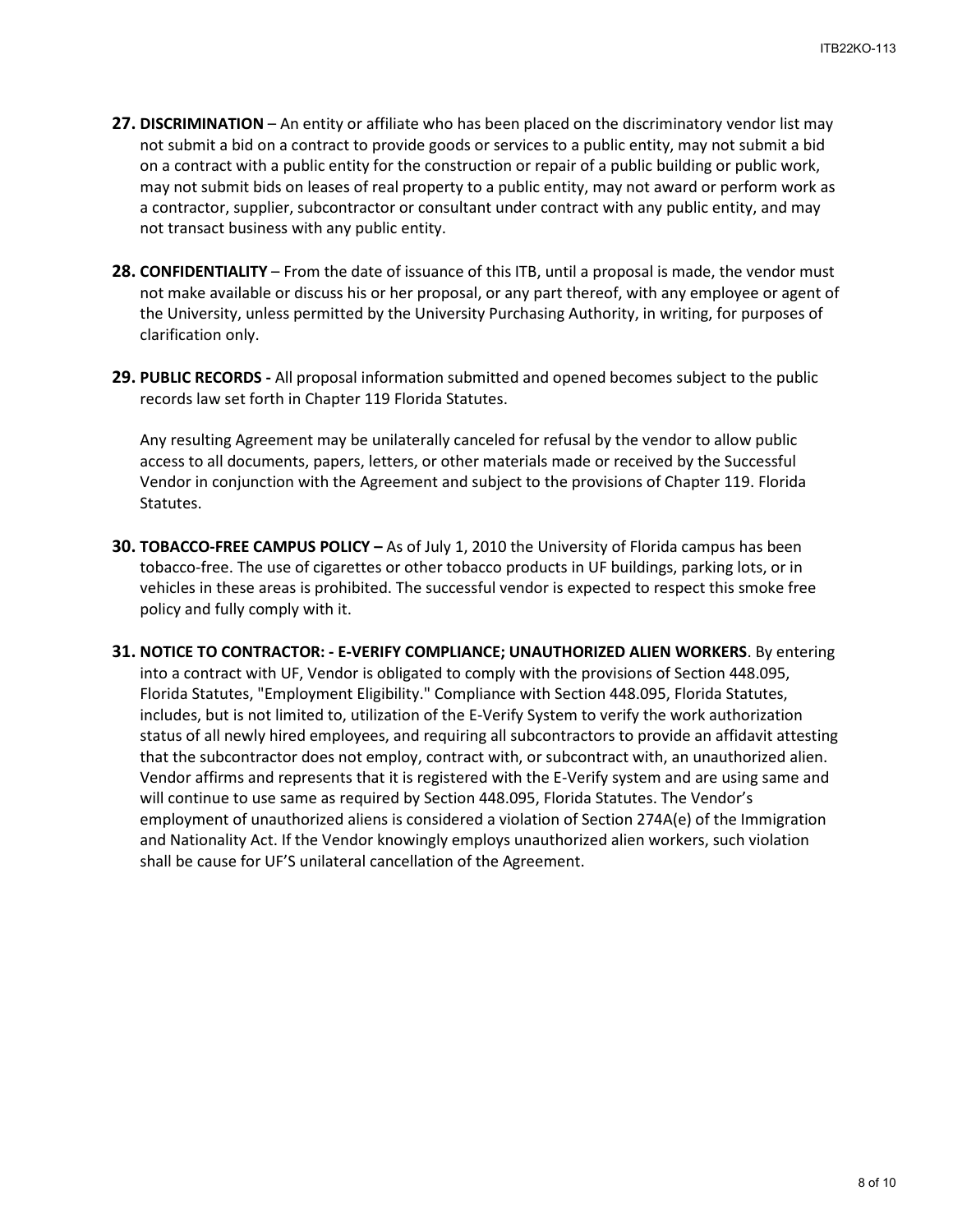**27. DISCRIMINATION** – An entity or affiliate who has been placed on the discriminatory vendor list may not submit a bid on a contract to provide goods or services to a public entity, may not submit a bid on a contract with a public entity for the construction or repair of a public building or public work, may not submit bids on leases of real property to a public entity, may not award or perform work as a contractor, supplier, subcontractor or consultant under contract with any public entity, and may not transact business with any public entity.

**28. CONFIDENTIALITY** – From the date of issuance of this ITB, until a proposal is made, the vendor must not make available or discuss his or her proposal, or any part thereof, with any employee or agent of the University, unless permitted by the University Purchasing Authority, in writing, for purposes of clarification only.

**29. PUBLIC RECORDS -** All proposal information submitted and opened becomes subject to the public records law set forth in Chapter 119 Florida Statutes.

Any resulting Agreement may be unilaterally canceled for refusal by the vendor to allow public access to all documents, papers, letters, or other materials made or received by the Successful Vendor in conjunction with the Agreement and subject to the provisions of Chapter 119. Florida Statutes.

**30. TOBACCO-FREE CAMPUS POLICY –** As of July 1, 2010 the University of Florida campus has been tobacco-free. The use of cigarettes or other tobacco products in UF buildings, parking lots, or in vehicles in these areas is prohibited. The successful vendor is expected to respect this smoke free policy and fully comply with it.

**31. NOTICE TO CONTRACTOR: - E-VERIFY COMPLIANCE; UNAUTHORIZED ALIEN WORKERS**. By entering into a contract with UF, Vendor is obligated to comply with the provisions of Section 448.095, Florida Statutes, "Employment Eligibility." Compliance with Section 448.095, Florida Statutes, includes, but is not limited to, utilization of the E-Verify System to verify the work authorization status of all newly hired employees, and requiring all subcontractors to provide an affidavit attesting that the subcontractor does not employ, contract with, or subcontract with, an unauthorized alien. Vendor affirms and represents that it is registered with the E-Verify system and are using same and will continue to use same as required by Section 448.095, Florida Statutes. The Vendor's employment of unauthorized aliens is considered a violation of Section 274A(e) of the Immigration and Nationality Act. If the Vendor knowingly employs unauthorized alien workers, such violation shall be cause for UF'S unilateral cancellation of the Agreement.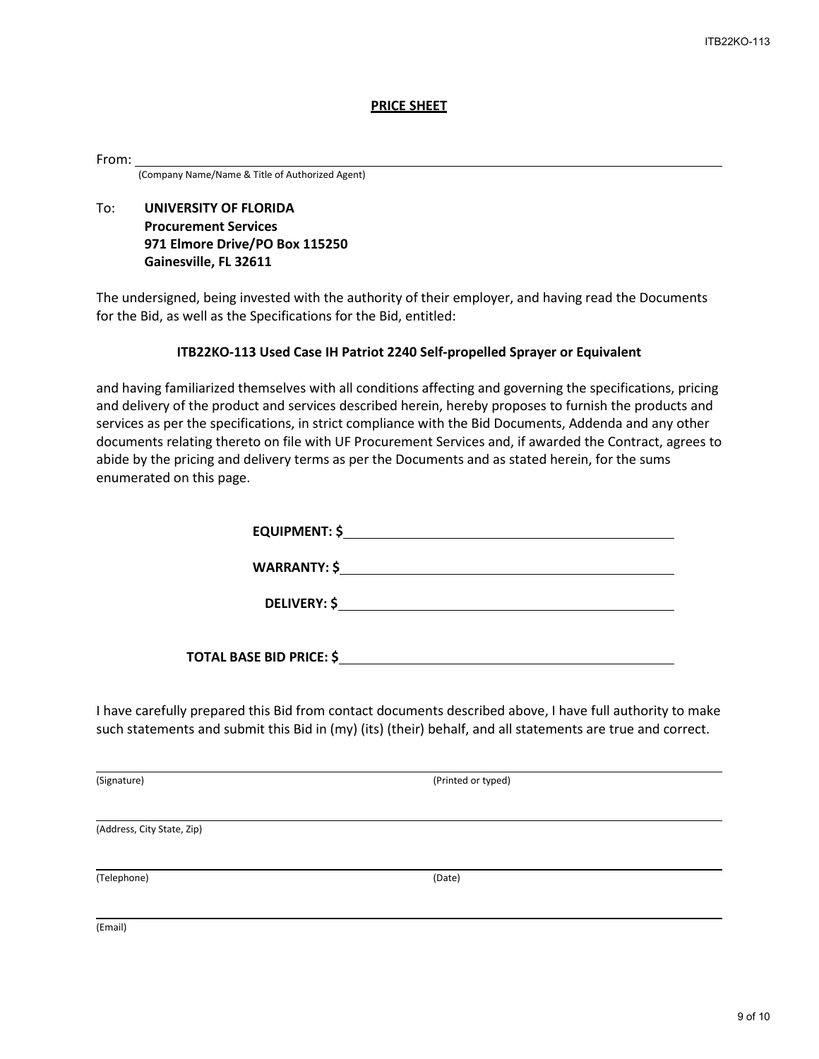## PRICE SHEET

From: ______________________________________________________________

(Company Name/Name & Title of Authorized Agent)

To: **UNIVERSITY OF FLORIDA**
**Procurement Services**
**971 Elmore Drive/PO Box 115250**
**Gainesville, FL 32611**

The undersigned, being invested with the authority of their employer, and having read the Documents for the Bid, as well as the Specifications for the Bid, entitled:

**ITB22KO-113 Used Case IH Patriot 2240 Self-propelled Sprayer or Equivalent**

and having familiarized themselves with all conditions affecting and governing the specifications, pricing and delivery of the product and services described herein, hereby proposes to furnish the products and services as per the specifications, in strict compliance with the Bid Documents, Addenda and any other documents relating thereto on file with UF Procurement Services and, if awarded the Contract, agrees to abide by the pricing and delivery terms as per the Documents and as stated herein, for the sums enumerated on this page.

**EQUIPMENT: $**______________________________

**WARRANTY: $**______________________________

**DELIVERY: $**______________________________

**TOTAL BASE BID PRICE: $**______________________________

I have carefully prepared this Bid from contact documents described above, I have full authority to make such statements and submit this Bid in (my) (its) (their) behalf, and all statements are true and correct.

______________________________ ______________________________
(Signature) (Printed or typed)

______________________________________________________________
(Address, City State, Zip)

______________________________ ______________________________
(Telephone) (Date)

______________________________________________________________
(Email)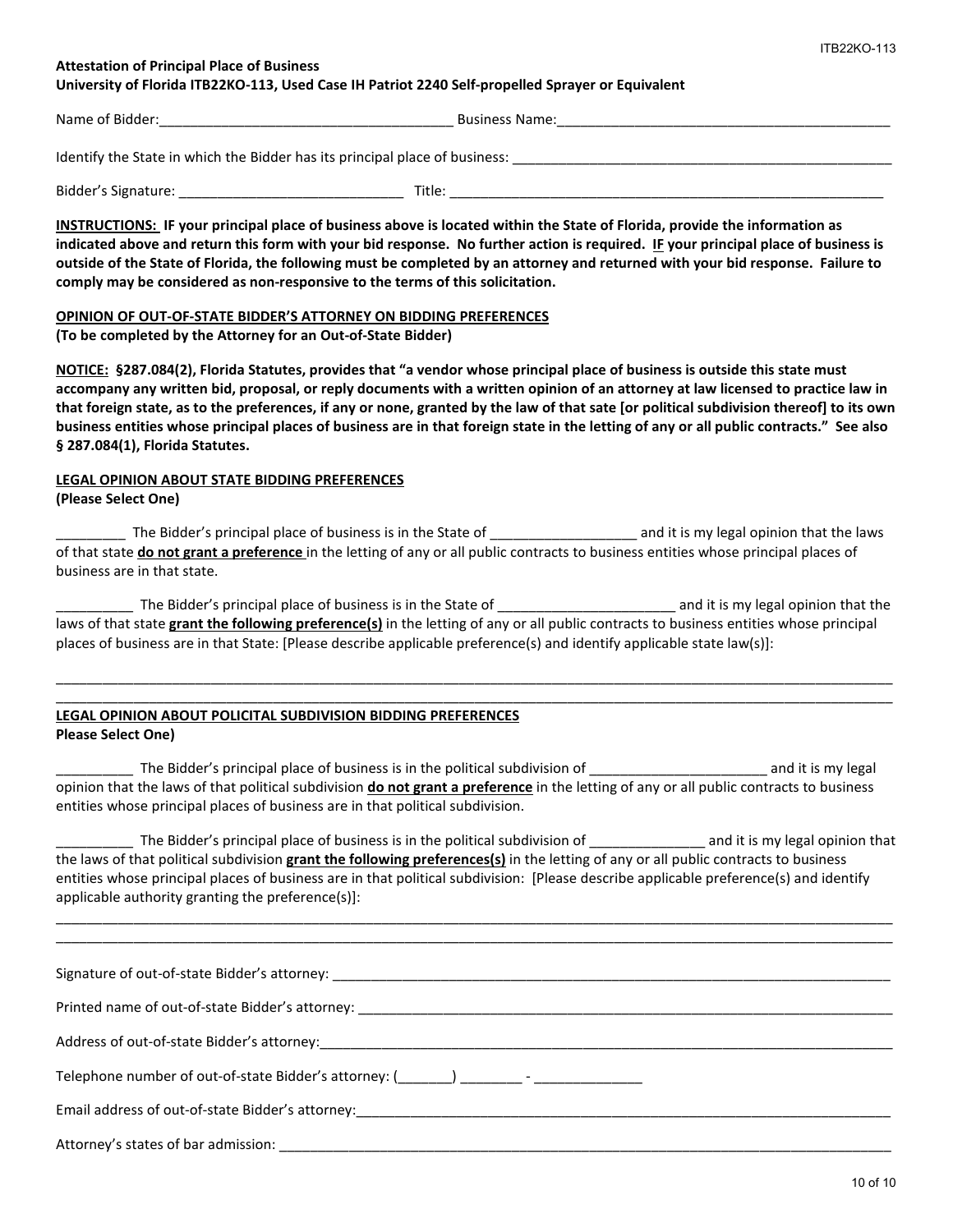**Attestation of Principal Place of Business**
**University of Florida ITB22KO-113, Used Case IH Patriot 2240 Self-propelled Sprayer or Equivalent**

Name of Bidder:_______________________________________ Business Name:____________________________________________

Identify the State in which the Bidder has its principal place of business: ____________________________________________________

Bidder's Signature: _____________________________ Title: ___________________________________________________________

**INSTRUCTIONS: IF your principal place of business above is located within the State of Florida, provide the information as indicated above and return this form with your bid response. No further action is required. IF your principal place of business is outside of the State of Florida, the following must be completed by an attorney and returned with your bid response. Failure to comply may be considered as non-responsive to the terms of this solicitation.**

**OPINION OF OUT-OF-STATE BIDDER'S ATTORNEY ON BIDDING PREFERENCES**
**(To be completed by the Attorney for an Out-of-State Bidder)**

**NOTICE: §287.084(2), Florida Statutes, provides that "a vendor whose principal place of business is outside this state must accompany any written bid, proposal, or reply documents with a written opinion of an attorney at law licensed to practice law in that foreign state, as to the preferences, if any or none, granted by the law of that sate [or political subdivision thereof] to its own business entities whose principal places of business are in that foreign state in the letting of any or all public contracts." See also § 287.084(1), Florida Statutes.**

**LEGAL OPINION ABOUT STATE BIDDING PREFERENCES**
**(Please Select One)**

_________ The Bidder's principal place of business is in the State of ___________________ and it is my legal opinion that the laws of that state **do not grant a preference** in the letting of any or all public contracts to business entities whose principal places of business are in that state.

__________ The Bidder's principal place of business is in the State of _______________________ and it is my legal opinion that the laws of that state **grant the following preference(s)** in the letting of any or all public contracts to business entities whose principal places of business are in that State: [Please describe applicable preference(s) and identify applicable state law(s)]:

______________________________________________________________________________________________________________

______________________________________________________________________________________________________________

**LEGAL OPINION ABOUT POLICITAL SUBDIVISION BIDDING PREFERENCES**
**Please Select One)**

__________ The Bidder's principal place of business is in the political subdivision of _______________________ and it is my legal opinion that the laws of that political subdivision **do not grant a preference** in the letting of any or all public contracts to business entities whose principal places of business are in that political subdivision.

__________ The Bidder's principal place of business is in the political subdivision of _______________ and it is my legal opinion that the laws of that political subdivision **grant the following preferences(s)** in the letting of any or all public contracts to business entities whose principal places of business are in that political subdivision: [Please describe applicable preference(s) and identify applicable authority granting the preference(s)]:

______________________________________________________________________________________________________________

______________________________________________________________________________________________________________

Signature of out-of-state Bidder's attorney: ____________________________________________________________________________

Printed name of out-of-state Bidder's attorney: _________________________________________________________________________

Address of out-of-state Bidder's attorney:______________________________________________________________________________

Telephone number of out-of-state Bidder's attorney: (_______) ________ - ______________

Email address of out-of-state Bidder's attorney:__________________________________________________________________________

Attorney's states of bar admission: ___________________________________________________________________________________